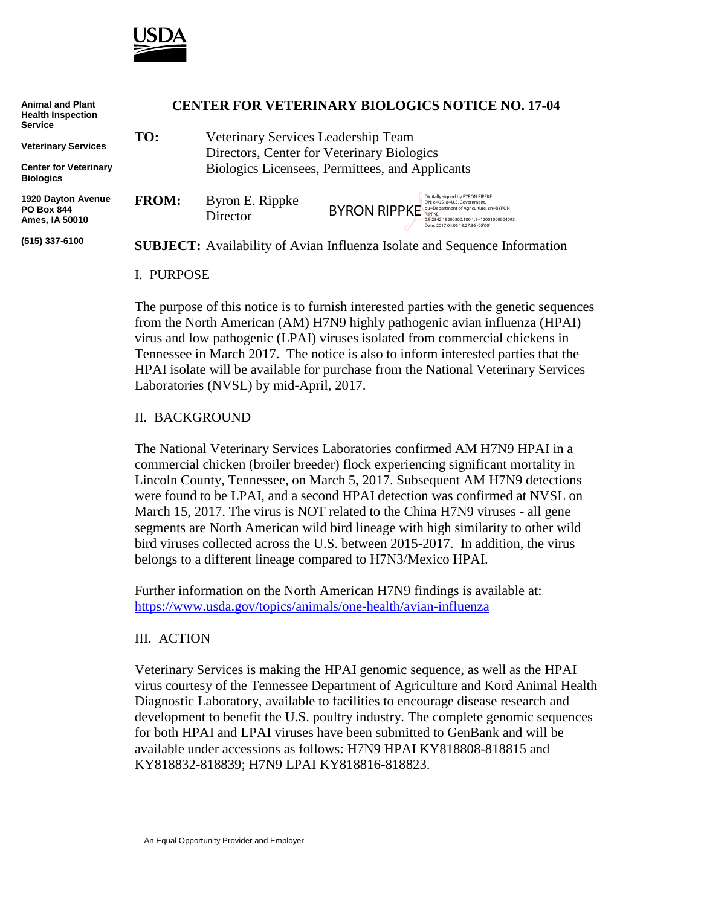USDA

Animal and Plant Health Inspection Service

Veterinary Services

Center for Veterinary Biologics

1920 Dayton Avenue
PO Box 844
Ames, IA 50010

(515) 337-6100

# CENTER FOR VETERINARY BIOLOGICS NOTICE NO. 17-04

**TO:** Veterinary Services Leadership Team
Directors, Center for Veterinary Biologics
Biologics Licensees, Permittees, and Applicants

**FROM:** Byron E. Rippke
Director

BYRON RIPPKE
Digitally signed by BYRON RIPPKE
DN: c=US, o=U.S. Government, ou=Department of Agriculture, cn=BYRON RIPPKE, 0.9.2342.19200300.100.1.1=12001000004093
Date: 2017.04.06 13:27:36 -05'00'

**SUBJECT:** Availability of Avian Influenza Isolate and Sequence Information

## I. PURPOSE

The purpose of this notice is to furnish interested parties with the genetic sequences from the North American (AM) H7N9 highly pathogenic avian influenza (HPAI) virus and low pathogenic (LPAI) viruses isolated from commercial chickens in Tennessee in March 2017. The notice is also to inform interested parties that the HPAI isolate will be available for purchase from the National Veterinary Services Laboratories (NVSL) by mid-April, 2017.

## II. BACKGROUND

The National Veterinary Services Laboratories confirmed AM H7N9 HPAI in a commercial chicken (broiler breeder) flock experiencing significant mortality in Lincoln County, Tennessee, on March 5, 2017. Subsequent AM H7N9 detections were found to be LPAI, and a second HPAI detection was confirmed at NVSL on March 15, 2017. The virus is NOT related to the China H7N9 viruses - all gene segments are North American wild bird lineage with high similarity to other wild bird viruses collected across the U.S. between 2015-2017. In addition, the virus belongs to a different lineage compared to H7N3/Mexico HPAI.

Further information on the North American H7N9 findings is available at: https://www.usda.gov/topics/animals/one-health/avian-influenza

## III. ACTION

Veterinary Services is making the HPAI genomic sequence, as well as the HPAI virus courtesy of the Tennessee Department of Agriculture and Kord Animal Health Diagnostic Laboratory, available to facilities to encourage disease research and development to benefit the U.S. poultry industry. The complete genomic sequences for both HPAI and LPAI viruses have been submitted to GenBank and will be available under accessions as follows: H7N9 HPAI KY818808-818815 and KY818832-818839; H7N9 LPAI KY818816-818823.

An Equal Opportunity Provider and Employer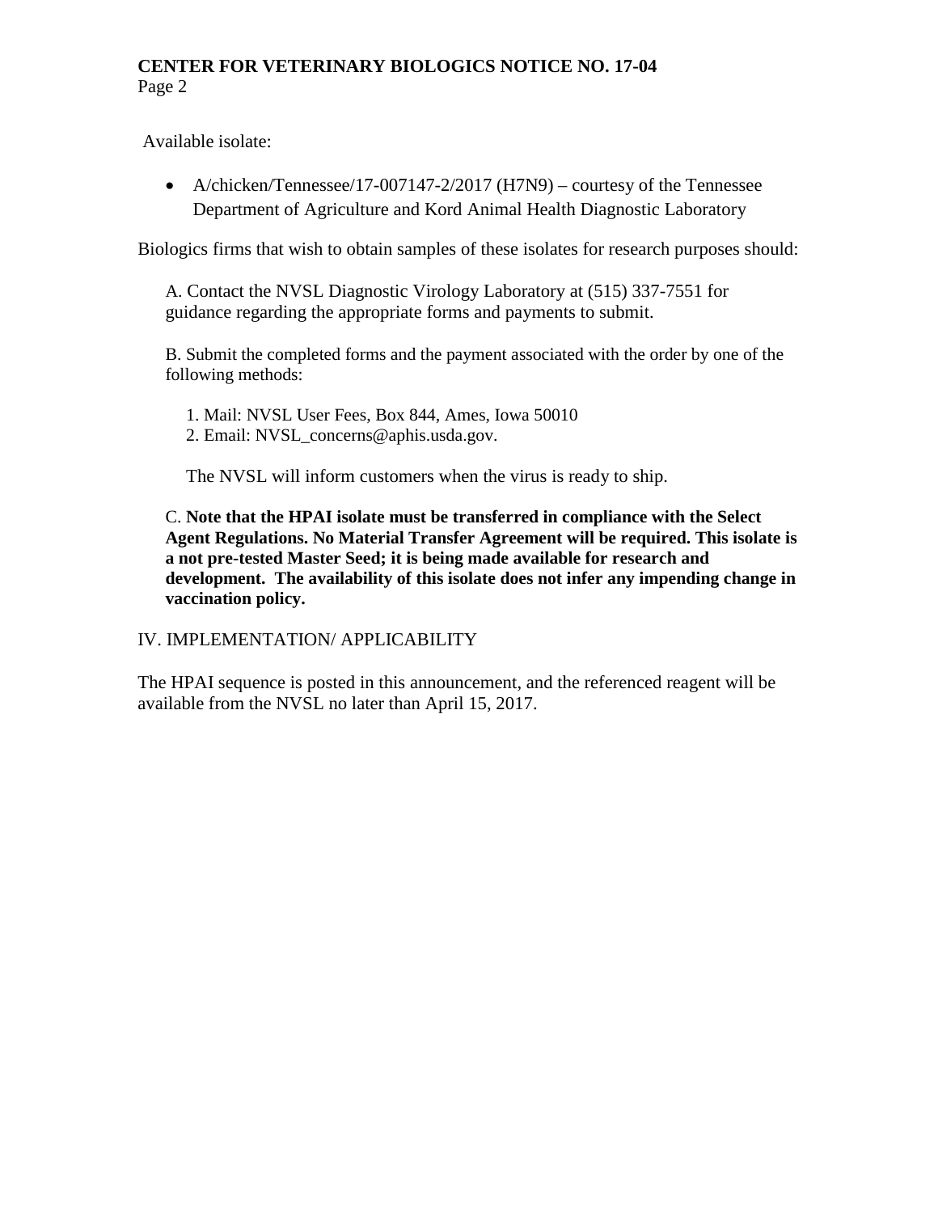Available isolate:

- A/chicken/Tennessee/17-007147-2/2017 (H7N9) – courtesy of the Tennessee Department of Agriculture and Kord Animal Health Diagnostic Laboratory

Biologics firms that wish to obtain samples of these isolates for research purposes should:

A. Contact the NVSL Diagnostic Virology Laboratory at (515) 337-7551 for guidance regarding the appropriate forms and payments to submit.

B. Submit the completed forms and the payment associated with the order by one of the following methods:

1. Mail: NVSL User Fees, Box 844, Ames, Iowa 50010
2. Email: NVSL_concerns@aphis.usda.gov.

The NVSL will inform customers when the virus is ready to ship.

C. **Note that the HPAI isolate must be transferred in compliance with the Select Agent Regulations. No Material Transfer Agreement will be required. This isolate is a not pre-tested Master Seed; it is being made available for research and development. The availability of this isolate does not infer any impending change in vaccination policy.**

IV. IMPLEMENTATION/ APPLICABILITY

The HPAI sequence is posted in this announcement, and the referenced reagent will be available from the NVSL no later than April 15, 2017.